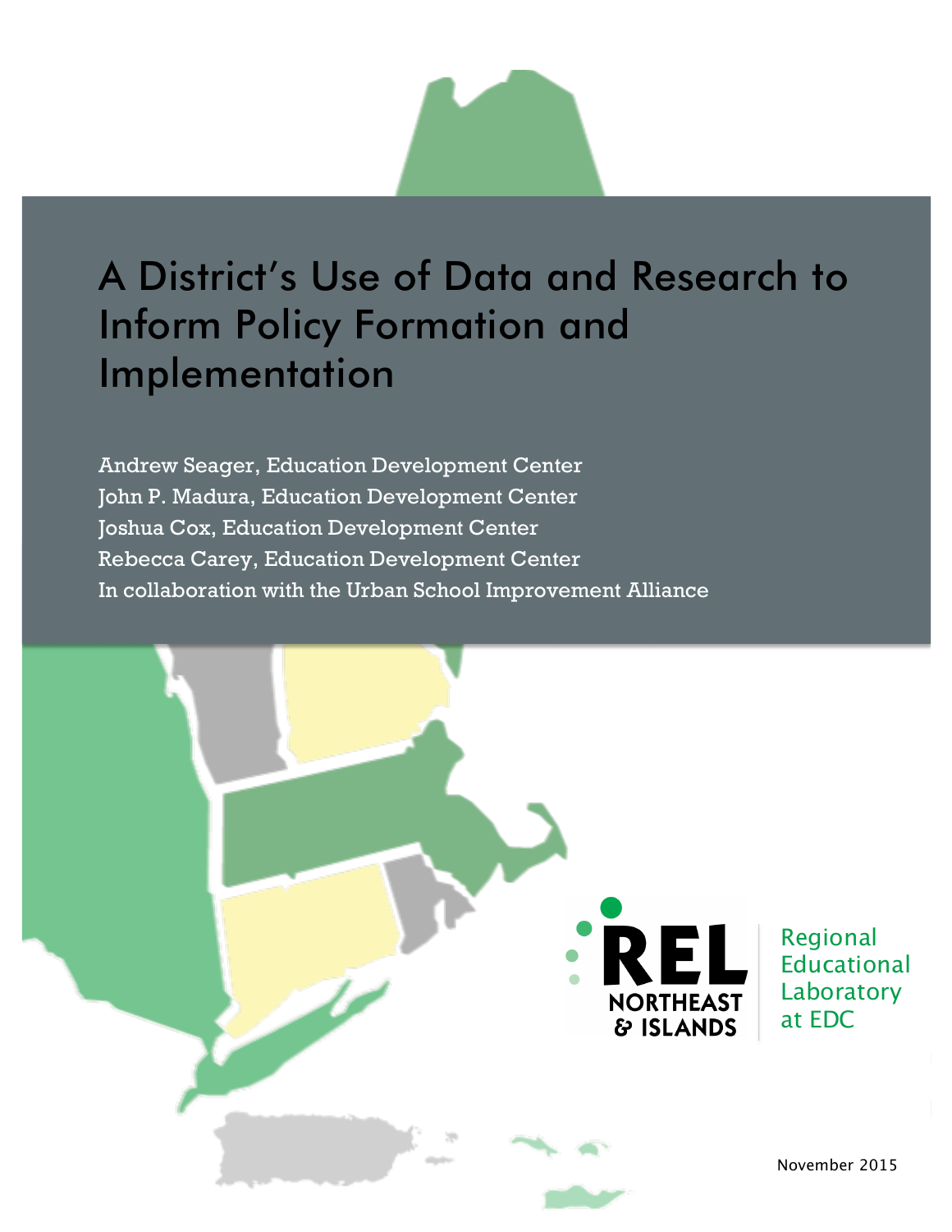# A District's Use of Data and Research to Inform Policy Formation and Implementation

Andrew Seager, Education Development Center
John P. Madura, Education Development Center
Joshua Cox, Education Development Center
Rebecca Carey, Education Development Center
In collaboration with the Urban School Improvement Alliance

REL NORTHEAST & ISLANDS

Regional Educational Laboratory at EDC

November 2015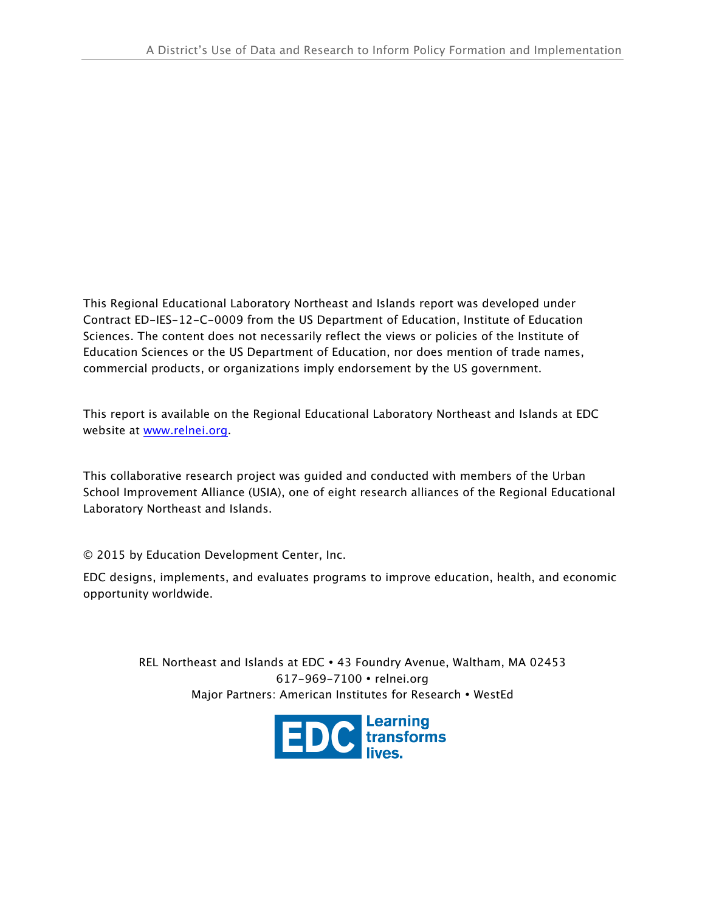This Regional Educational Laboratory Northeast and Islands report was developed under Contract ED-IES-12-C-0009 from the US Department of Education, Institute of Education Sciences. The content does not necessarily reflect the views or policies of the Institute of Education Sciences or the US Department of Education, nor does mention of trade names, commercial products, or organizations imply endorsement by the US government.

This report is available on the Regional Educational Laboratory Northeast and Islands at EDC website at [www.relnei.org](http://www.relnei.org).

This collaborative research project was guided and conducted with members of the Urban School Improvement Alliance (USIA), one of eight research alliances of the Regional Educational Laboratory Northeast and Islands.

© 2015 by Education Development Center, Inc.

EDC designs, implements, and evaluates programs to improve education, health, and economic opportunity worldwide.

REL Northeast and Islands at EDC • 43 Foundry Avenue, Waltham, MA 02453
617-969-7100 • relnei.org
Major Partners: American Institutes for Research • WestEd

EDC Learning transforms lives.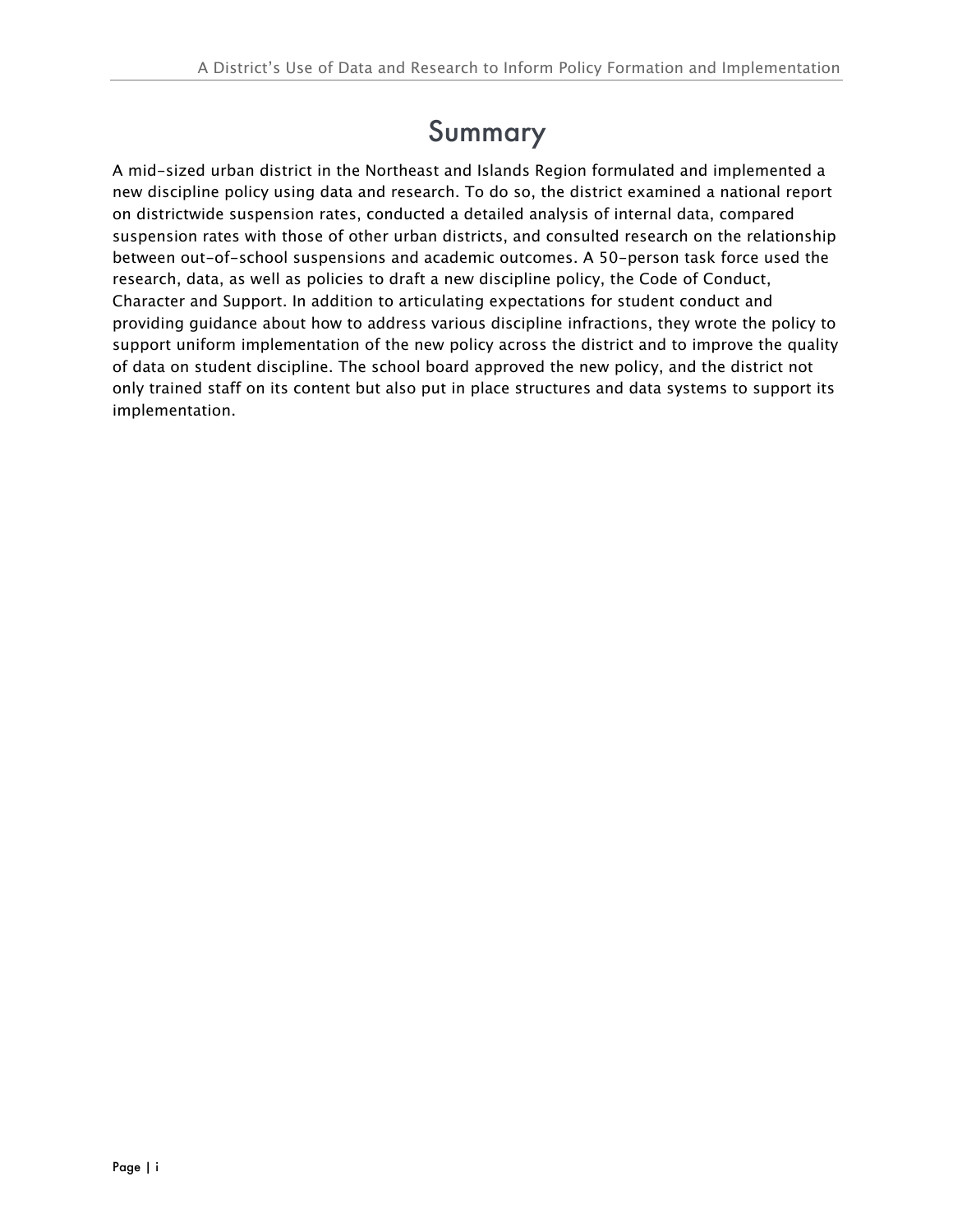# Summary

A mid-sized urban district in the Northeast and Islands Region formulated and implemented a new discipline policy using data and research. To do so, the district examined a national report on districtwide suspension rates, conducted a detailed analysis of internal data, compared suspension rates with those of other urban districts, and consulted research on the relationship between out-of-school suspensions and academic outcomes. A 50-person task force used the research, data, as well as policies to draft a new discipline policy, the Code of Conduct, Character and Support. In addition to articulating expectations for student conduct and providing guidance about how to address various discipline infractions, they wrote the policy to support uniform implementation of the new policy across the district and to improve the quality of data on student discipline. The school board approved the new policy, and the district not only trained staff on its content but also put in place structures and data systems to support its implementation.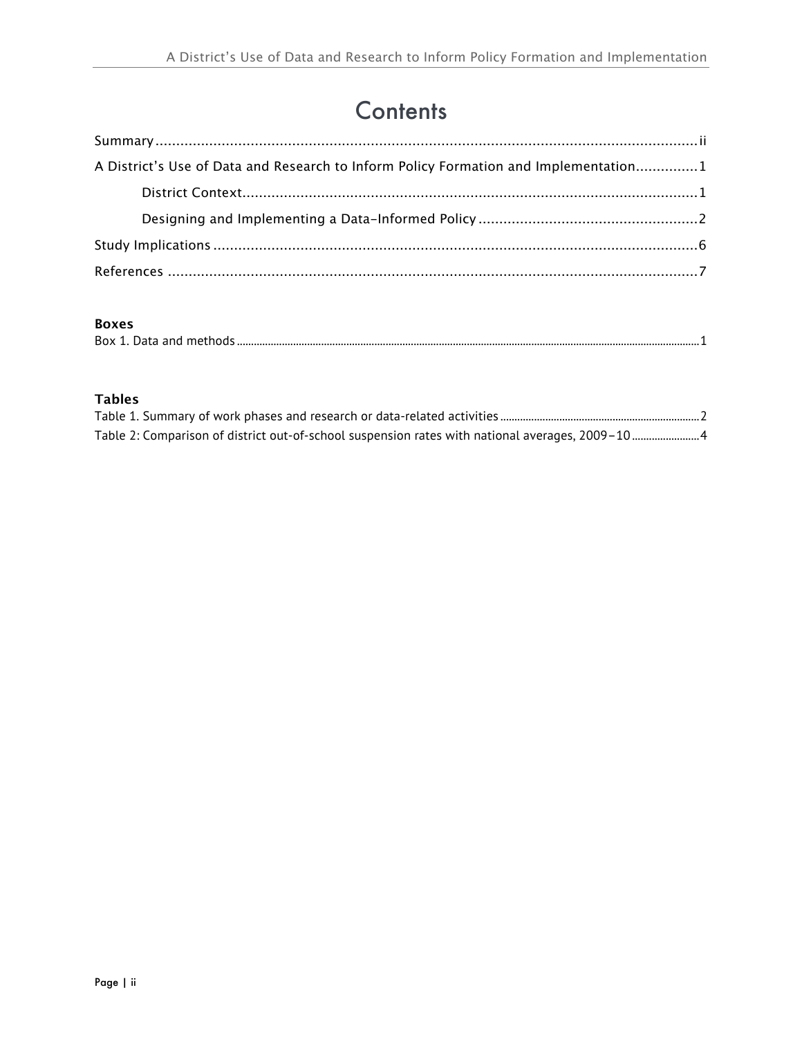# Contents

Summary ........................................................................................................................ii

A District's Use of Data and Research to Inform Policy Formation and Implementation...............1

District Context..............................................................................................................1

Designing and Implementing a Data-Informed Policy .....................................................2

Study Implications .........................................................................................................6

References .....................................................................................................................7

**Boxes**

Box 1. Data and methods ...............................................................................................1

**Tables**

Table 1. Summary of work phases and research or data-related activities .........................2

Table 2: Comparison of district out-of-school suspension rates with national averages, 2009–10 ........................4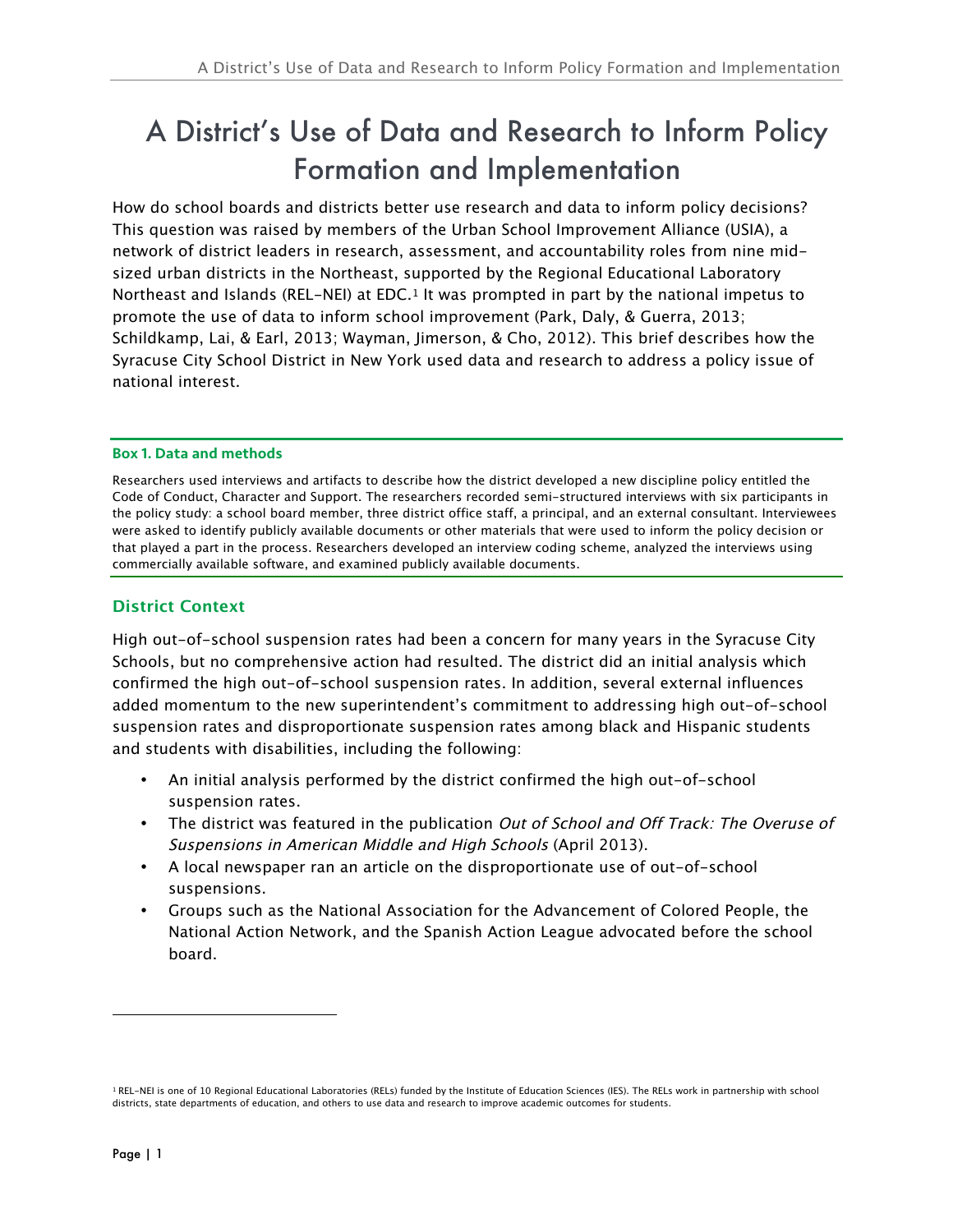# A District's Use of Data and Research to Inform Policy Formation and Implementation

How do school boards and districts better use research and data to inform policy decisions? This question was raised by members of the Urban School Improvement Alliance (USIA), a network of district leaders in research, assessment, and accountability roles from nine mid-sized urban districts in the Northeast, supported by the Regional Educational Laboratory Northeast and Islands (REL-NEI) at EDC.[1] It was prompted in part by the national impetus to promote the use of data to inform school improvement (Park, Daly, & Guerra, 2013; Schildkamp, Lai, & Earl, 2013; Wayman, Jimerson, & Cho, 2012). This brief describes how the Syracuse City School District in New York used data and research to address a policy issue of national interest.

**Box 1. Data and methods**

Researchers used interviews and artifacts to describe how the district developed a new discipline policy entitled the Code of Conduct, Character and Support. The researchers recorded semi-structured interviews with six participants in the policy study: a school board member, three district office staff, a principal, and an external consultant. Interviewees were asked to identify publicly available documents or other materials that were used to inform the policy decision or that played a part in the process. Researchers developed an interview coding scheme, analyzed the interviews using commercially available software, and examined publicly available documents.

## District Context

High out-of-school suspension rates had been a concern for many years in the Syracuse City Schools, but no comprehensive action had resulted. The district did an initial analysis which confirmed the high out-of-school suspension rates. In addition, several external influences added momentum to the new superintendent's commitment to addressing high out-of-school suspension rates and disproportionate suspension rates among black and Hispanic students and students with disabilities, including the following:

- An initial analysis performed by the district confirmed the high out-of-school suspension rates.
- The district was featured in the publication *Out of School and Off Track: The Overuse of Suspensions in American Middle and High Schools* (April 2013).
- A local newspaper ran an article on the disproportionate use of out-of-school suspensions.
- Groups such as the National Association for the Advancement of Colored People, the National Action Network, and the Spanish Action League advocated before the school board.

[1] REL-NEI is one of 10 Regional Educational Laboratories (RELs) funded by the Institute of Education Sciences (IES). The RELs work in partnership with school districts, state departments of education, and others to use data and research to improve academic outcomes for students.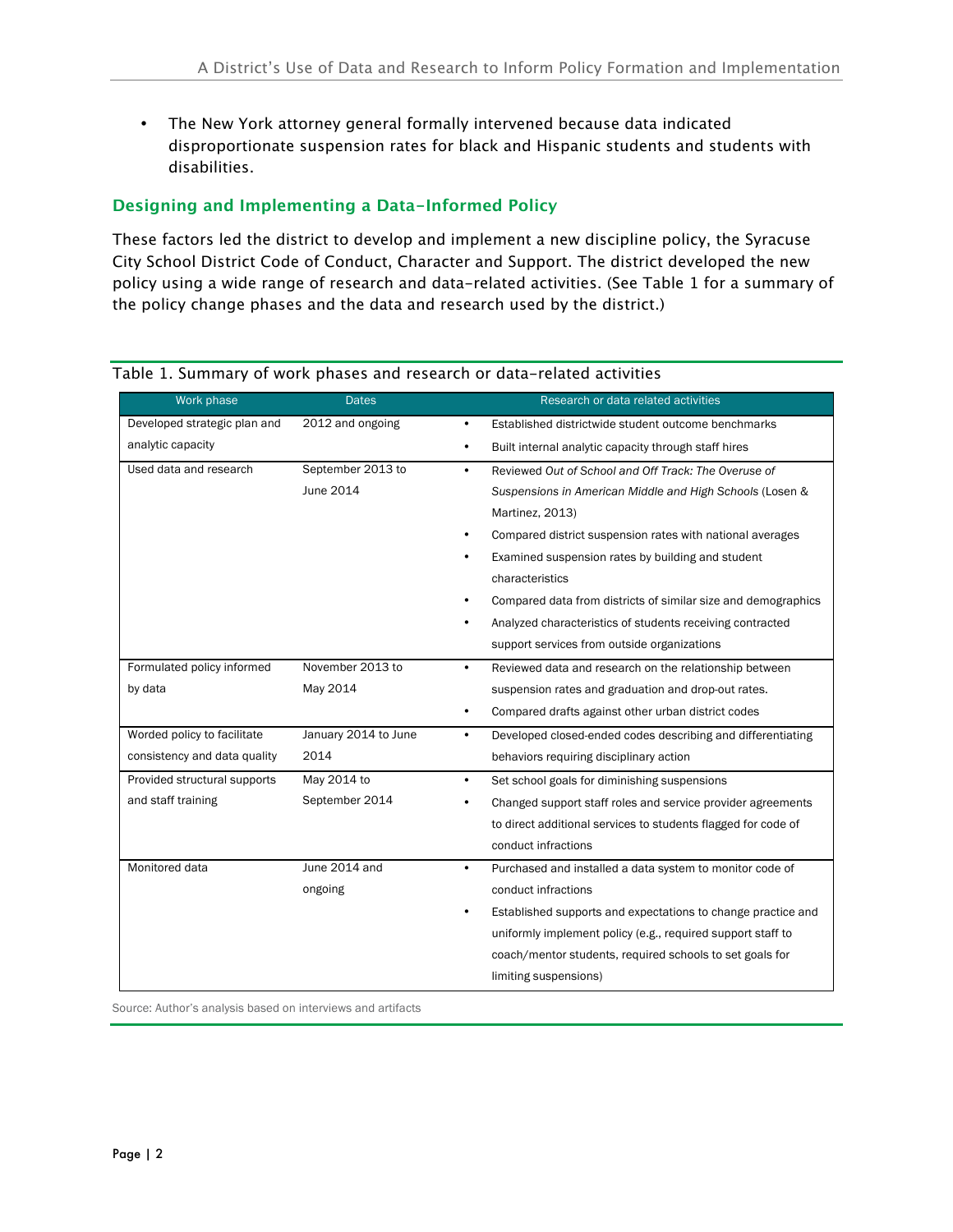- The New York attorney general formally intervened because data indicated disproportionate suspension rates for black and Hispanic students and students with disabilities.

## Designing and Implementing a Data-Informed Policy

These factors led the district to develop and implement a new discipline policy, the Syracuse City School District Code of Conduct, Character and Support. The district developed the new policy using a wide range of research and data-related activities. (See Table 1 for a summary of the policy change phases and the data and research used by the district.)

Table 1. Summary of work phases and research or data-related activities

| Work phase | Dates | Research or data related activities |
|---|---|---|
| Developed strategic plan and analytic capacity | 2012 and ongoing | • Established districtwide student outcome benchmarks<br>• Built internal analytic capacity through staff hires |
| Used data and research | September 2013 to June 2014 | • Reviewed *Out of School and Off Track: The Overuse of Suspensions in American Middle and High Schools* (Losen & Martinez, 2013)<br>• Compared district suspension rates with national averages<br>• Examined suspension rates by building and student characteristics<br>• Compared data from districts of similar size and demographics<br>• Analyzed characteristics of students receiving contracted support services from outside organizations |
| Formulated policy informed by data | November 2013 to May 2014 | • Reviewed data and research on the relationship between suspension rates and graduation and drop-out rates.<br>• Compared drafts against other urban district codes |
| Worded policy to facilitate consistency and data quality | January 2014 to June 2014 | • Developed closed-ended codes describing and differentiating behaviors requiring disciplinary action |
| Provided structural supports and staff training | May 2014 to September 2014 | • Set school goals for diminishing suspensions<br>• Changed support staff roles and service provider agreements to direct additional services to students flagged for code of conduct infractions |
| Monitored data | June 2014 and ongoing | • Purchased and installed a data system to monitor code of conduct infractions<br>• Established supports and expectations to change practice and uniformly implement policy (e.g., required support staff to coach/mentor students, required schools to set goals for limiting suspensions) |

Source: Author's analysis based on interviews and artifacts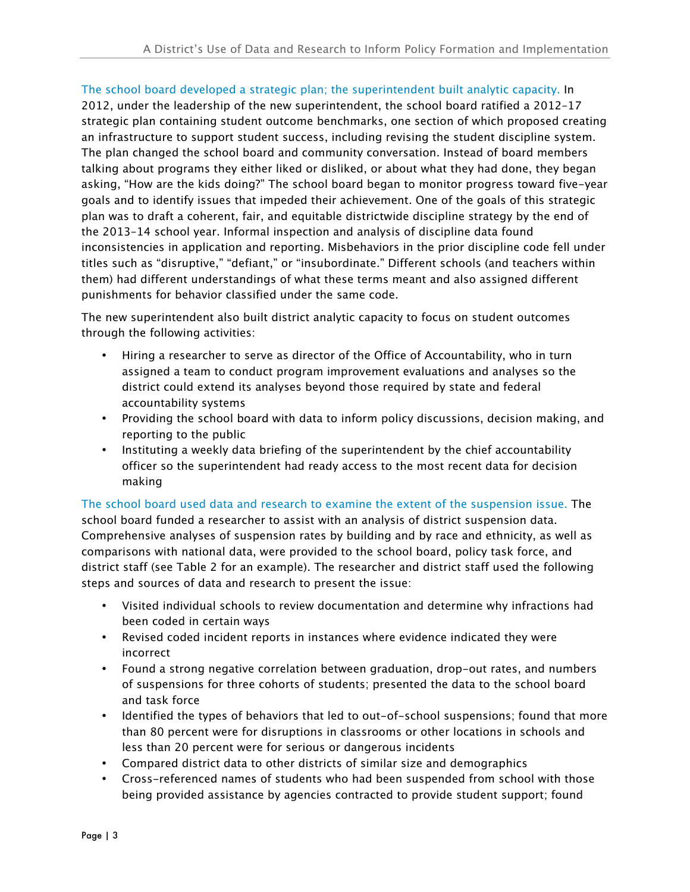**The school board developed a strategic plan; the superintendent built analytic capacity.** In 2012, under the leadership of the new superintendent, the school board ratified a 2012–17 strategic plan containing student outcome benchmarks, one section of which proposed creating an infrastructure to support student success, including revising the student discipline system. The plan changed the school board and community conversation. Instead of board members talking about programs they either liked or disliked, or about what they had done, they began asking, "How are the kids doing?" The school board began to monitor progress toward five-year goals and to identify issues that impeded their achievement. One of the goals of this strategic plan was to draft a coherent, fair, and equitable districtwide discipline strategy by the end of the 2013–14 school year. Informal inspection and analysis of discipline data found inconsistencies in application and reporting. Misbehaviors in the prior discipline code fell under titles such as "disruptive," "defiant," or "insubordinate." Different schools (and teachers within them) had different understandings of what these terms meant and also assigned different punishments for behavior classified under the same code.

The new superintendent also built district analytic capacity to focus on student outcomes through the following activities:

- Hiring a researcher to serve as director of the Office of Accountability, who in turn assigned a team to conduct program improvement evaluations and analyses so the district could extend its analyses beyond those required by state and federal accountability systems
- Providing the school board with data to inform policy discussions, decision making, and reporting to the public
- Instituting a weekly data briefing of the superintendent by the chief accountability officer so the superintendent had ready access to the most recent data for decision making

**The school board used data and research to examine the extent of the suspension issue.** The school board funded a researcher to assist with an analysis of district suspension data. Comprehensive analyses of suspension rates by building and by race and ethnicity, as well as comparisons with national data, were provided to the school board, policy task force, and district staff (see Table 2 for an example). The researcher and district staff used the following steps and sources of data and research to present the issue:

- Visited individual schools to review documentation and determine why infractions had been coded in certain ways
- Revised coded incident reports in instances where evidence indicated they were incorrect
- Found a strong negative correlation between graduation, drop-out rates, and numbers of suspensions for three cohorts of students; presented the data to the school board and task force
- Identified the types of behaviors that led to out-of-school suspensions; found that more than 80 percent were for disruptions in classrooms or other locations in schools and less than 20 percent were for serious or dangerous incidents
- Compared district data to other districts of similar size and demographics
- Cross-referenced names of students who had been suspended from school with those being provided assistance by agencies contracted to provide student support; found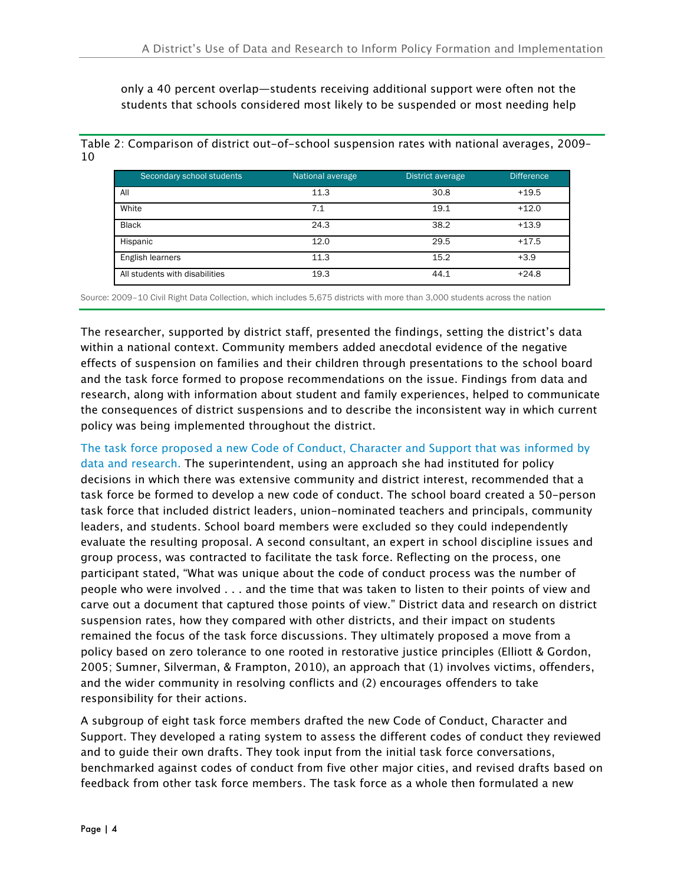only a 40 percent overlap—students receiving additional support were often not the students that schools considered most likely to be suspended or most needing help

Table 2: Comparison of district out-of-school suspension rates with national averages, 2009–10

| Secondary school students | National average | District average | Difference |
|---|---|---|---|
| All | 11.3 | 30.8 | +19.5 |
| White | 7.1 | 19.1 | +12.0 |
| Black | 24.3 | 38.2 | +13.9 |
| Hispanic | 12.0 | 29.5 | +17.5 |
| English learners | 11.3 | 15.2 | +3.9 |
| All students with disabilities | 19.3 | 44.1 | +24.8 |

Source: 2009–10 Civil Right Data Collection, which includes 5,675 districts with more than 3,000 students across the nation

The researcher, supported by district staff, presented the findings, setting the district's data within a national context. Community members added anecdotal evidence of the negative effects of suspension on families and their children through presentations to the school board and the task force formed to propose recommendations on the issue. Findings from data and research, along with information about student and family experiences, helped to communicate the consequences of district suspensions and to describe the inconsistent way in which current policy was being implemented throughout the district.

The task force proposed a new Code of Conduct, Character and Support that was informed by data and research. The superintendent, using an approach she had instituted for policy decisions in which there was extensive community and district interest, recommended that a task force be formed to develop a new code of conduct. The school board created a 50-person task force that included district leaders, union-nominated teachers and principals, community leaders, and students. School board members were excluded so they could independently evaluate the resulting proposal. A second consultant, an expert in school discipline issues and group process, was contracted to facilitate the task force. Reflecting on the process, one participant stated, "What was unique about the code of conduct process was the number of people who were involved . . . and the time that was taken to listen to their points of view and carve out a document that captured those points of view." District data and research on district suspension rates, how they compared with other districts, and their impact on students remained the focus of the task force discussions. They ultimately proposed a move from a policy based on zero tolerance to one rooted in restorative justice principles (Elliott & Gordon, 2005; Sumner, Silverman, & Frampton, 2010), an approach that (1) involves victims, offenders, and the wider community in resolving conflicts and (2) encourages offenders to take responsibility for their actions.

A subgroup of eight task force members drafted the new Code of Conduct, Character and Support. They developed a rating system to assess the different codes of conduct they reviewed and to guide their own drafts. They took input from the initial task force conversations, benchmarked against codes of conduct from five other major cities, and revised drafts based on feedback from other task force members. The task force as a whole then formulated a new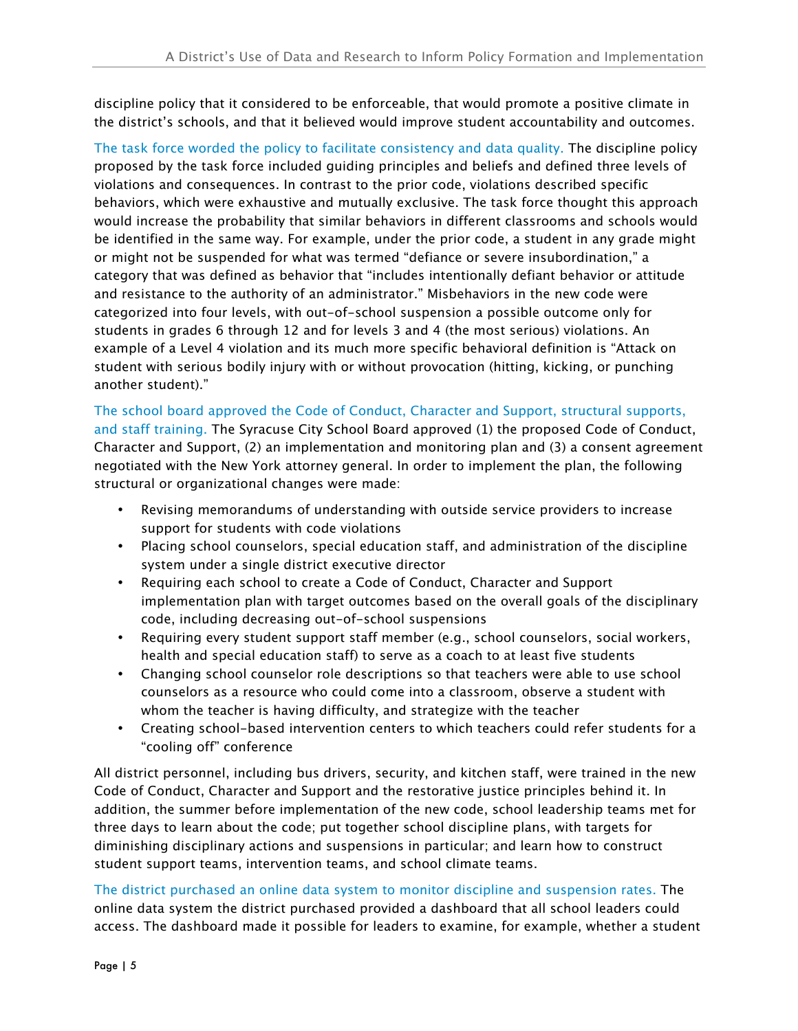discipline policy that it considered to be enforceable, that would promote a positive climate in the district's schools, and that it believed would improve student accountability and outcomes.

**The task force worded the policy to facilitate consistency and data quality.** The discipline policy proposed by the task force included guiding principles and beliefs and defined three levels of violations and consequences. In contrast to the prior code, violations described specific behaviors, which were exhaustive and mutually exclusive. The task force thought this approach would increase the probability that similar behaviors in different classrooms and schools would be identified in the same way. For example, under the prior code, a student in any grade might or might not be suspended for what was termed "defiance or severe insubordination," a category that was defined as behavior that "includes intentionally defiant behavior or attitude and resistance to the authority of an administrator." Misbehaviors in the new code were categorized into four levels, with out-of-school suspension a possible outcome only for students in grades 6 through 12 and for levels 3 and 4 (the most serious) violations. An example of a Level 4 violation and its much more specific behavioral definition is "Attack on student with serious bodily injury with or without provocation (hitting, kicking, or punching another student)."

**The school board approved the Code of Conduct, Character and Support, structural supports, and staff training.** The Syracuse City School Board approved (1) the proposed Code of Conduct, Character and Support, (2) an implementation and monitoring plan and (3) a consent agreement negotiated with the New York attorney general. In order to implement the plan, the following structural or organizational changes were made:

- Revising memorandums of understanding with outside service providers to increase support for students with code violations
- Placing school counselors, special education staff, and administration of the discipline system under a single district executive director
- Requiring each school to create a Code of Conduct, Character and Support implementation plan with target outcomes based on the overall goals of the disciplinary code, including decreasing out-of-school suspensions
- Requiring every student support staff member (e.g., school counselors, social workers, health and special education staff) to serve as a coach to at least five students
- Changing school counselor role descriptions so that teachers were able to use school counselors as a resource who could come into a classroom, observe a student with whom the teacher is having difficulty, and strategize with the teacher
- Creating school-based intervention centers to which teachers could refer students for a "cooling off" conference

All district personnel, including bus drivers, security, and kitchen staff, were trained in the new Code of Conduct, Character and Support and the restorative justice principles behind it. In addition, the summer before implementation of the new code, school leadership teams met for three days to learn about the code; put together school discipline plans, with targets for diminishing disciplinary actions and suspensions in particular; and learn how to construct student support teams, intervention teams, and school climate teams.

**The district purchased an online data system to monitor discipline and suspension rates.** The online data system the district purchased provided a dashboard that all school leaders could access. The dashboard made it possible for leaders to examine, for example, whether a student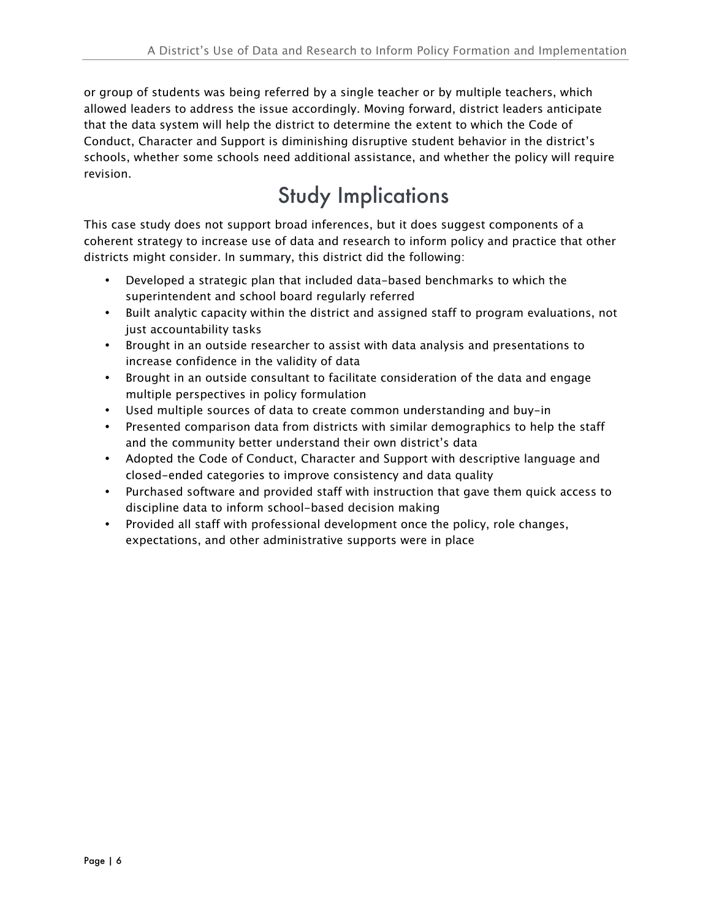or group of students was being referred by a single teacher or by multiple teachers, which allowed leaders to address the issue accordingly. Moving forward, district leaders anticipate that the data system will help the district to determine the extent to which the Code of Conduct, Character and Support is diminishing disruptive student behavior in the district's schools, whether some schools need additional assistance, and whether the policy will require revision.

# Study Implications

This case study does not support broad inferences, but it does suggest components of a coherent strategy to increase use of data and research to inform policy and practice that other districts might consider. In summary, this district did the following:

- Developed a strategic plan that included data-based benchmarks to which the superintendent and school board regularly referred
- Built analytic capacity within the district and assigned staff to program evaluations, not just accountability tasks
- Brought in an outside researcher to assist with data analysis and presentations to increase confidence in the validity of data
- Brought in an outside consultant to facilitate consideration of the data and engage multiple perspectives in policy formulation
- Used multiple sources of data to create common understanding and buy-in
- Presented comparison data from districts with similar demographics to help the staff and the community better understand their own district's data
- Adopted the Code of Conduct, Character and Support with descriptive language and closed-ended categories to improve consistency and data quality
- Purchased software and provided staff with instruction that gave them quick access to discipline data to inform school-based decision making
- Provided all staff with professional development once the policy, role changes, expectations, and other administrative supports were in place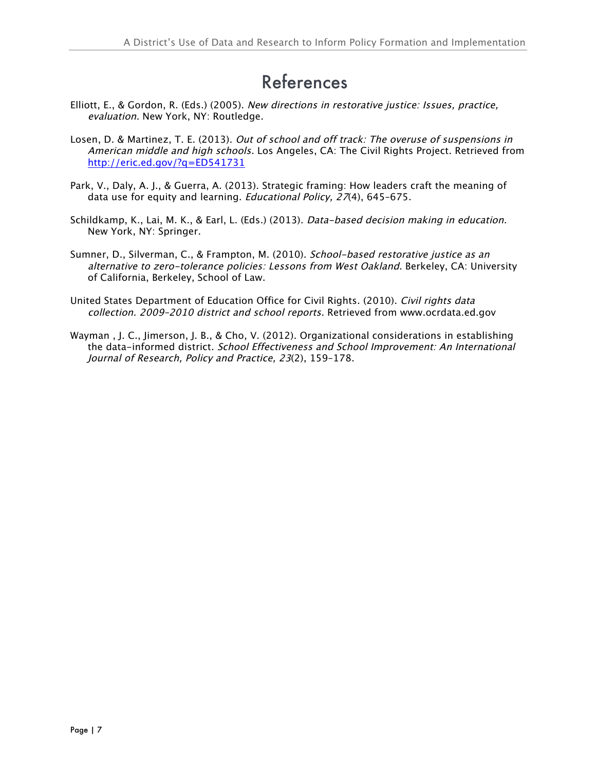# References

Elliott, E., & Gordon, R. (Eds.) (2005). *New directions in restorative justice: Issues, practice, evaluation.* New York, NY: Routledge.

Losen, D. & Martinez, T. E. (2013). *Out of school and off track: The overuse of suspensions in American middle and high schools.* Los Angeles, CA: The Civil Rights Project. Retrieved from [http://eric.ed.gov/?q=ED541731](http://eric.ed.gov/?q=ED541731)

Park, V., Daly, A. J., & Guerra, A. (2013). Strategic framing: How leaders craft the meaning of data use for equity and learning. *Educational Policy, 27*(4), 645-675.

Schildkamp, K., Lai, M. K., & Earl, L. (Eds.) (2013). *Data-based decision making in education.* New York, NY: Springer.

Sumner, D., Silverman, C., & Frampton, M. (2010). *School-based restorative justice as an alternative to zero-tolerance policies: Lessons from West Oakland.* Berkeley, CA: University of California, Berkeley, School of Law.

United States Department of Education Office for Civil Rights. (2010). *Civil rights data collection. 2009-2010 district and school reports.* Retrieved from www.ocrdata.ed.gov

Wayman , J. C., Jimerson, J. B., & Cho, V. (2012). Organizational considerations in establishing the data-informed district. *School Effectiveness and School Improvement: An International Journal of Research, Policy and Practice, 23*(2), 159-178.